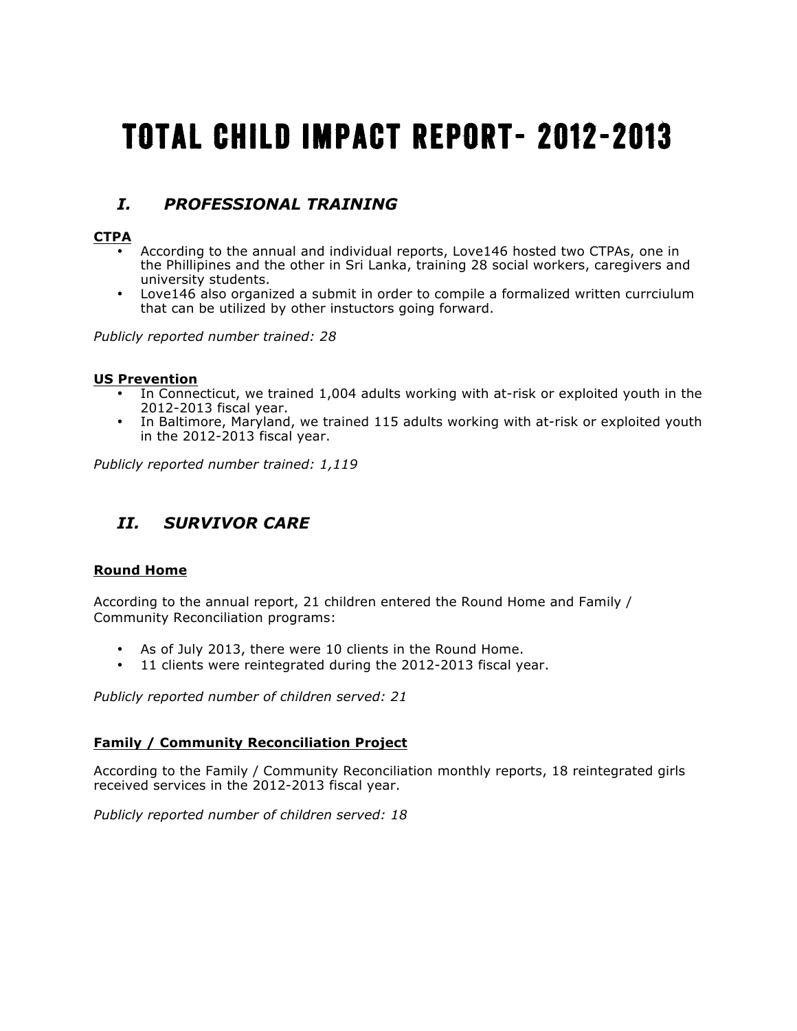# TOTAL CHILD IMPACT REPORT- 2012-2013

## *I. PROFESSIONAL TRAINING*

**CTPA**

- According to the annual and individual reports, Love146 hosted two CTPAs, one in the Phillipines and the other in Sri Lanka, training 28 social workers, caregivers and university students.
- Love146 also organized a submit in order to compile a formalized written currciulum that can be utilized by other instuctors going forward.

*Publicly reported number trained: 28*

**US Prevention**

- In Connecticut, we trained 1,004 adults working with at-risk or exploited youth in the 2012-2013 fiscal year.
- In Baltimore, Maryland, we trained 115 adults working with at-risk or exploited youth in the 2012-2013 fiscal year.

*Publicly reported number trained: 1,119*

## *II. SURVIVOR CARE*

**Round Home**

According to the annual report, 21 children entered the Round Home and Family / Community Reconciliation programs:

- As of July 2013, there were 10 clients in the Round Home.
- 11 clients were reintegrated during the 2012-2013 fiscal year.

*Publicly reported number of children served: 21*

**Family / Community Reconciliation Project**

According to the Family / Community Reconciliation monthly reports, 18 reintegrated girls received services in the 2012-2013 fiscal year.

*Publicly reported number of children served: 18*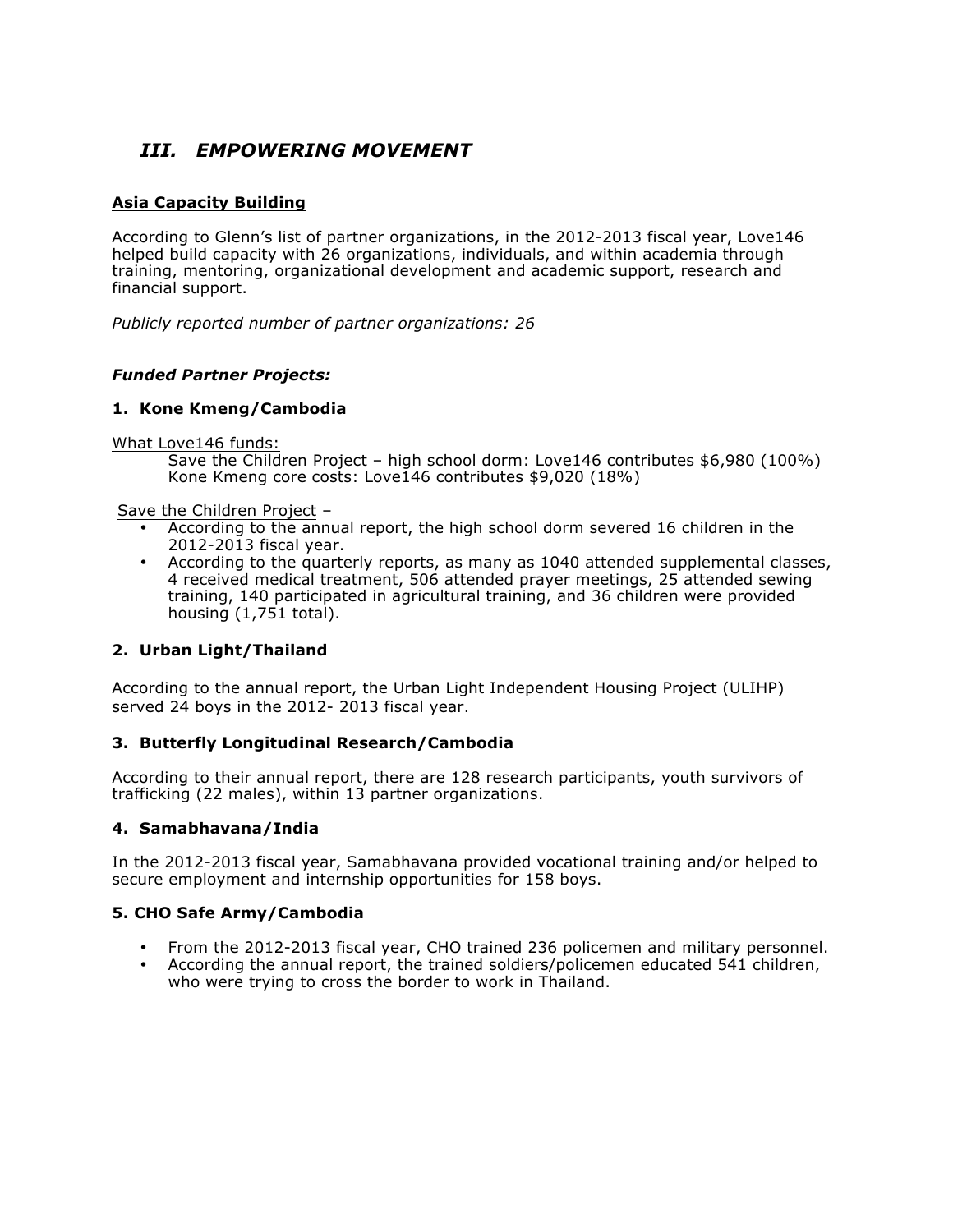## *III. EMPOWERING MOVEMENT*

**Asia Capacity Building**

According to Glenn's list of partner organizations, in the 2012-2013 fiscal year, Love146 helped build capacity with 26 organizations, individuals, and within academia through training, mentoring, organizational development and academic support, research and financial support.

*Publicly reported number of partner organizations: 26*

***Funded Partner Projects:***

### 1. Kone Kmeng/Cambodia

What Love146 funds:

Save the Children Project – high school dorm: Love146 contributes $6,980 (100%)
Kone Kmeng core costs: Love146 contributes $9,020 (18%)

Save the Children Project –

- According to the annual report, the high school dorm severed 16 children in the 2012-2013 fiscal year.
- According to the quarterly reports, as many as 1040 attended supplemental classes, 4 received medical treatment, 506 attended prayer meetings, 25 attended sewing training, 140 participated in agricultural training, and 36 children were provided housing (1,751 total).

### 2. Urban Light/Thailand

According to the annual report, the Urban Light Independent Housing Project (ULIHP) served 24 boys in the 2012- 2013 fiscal year.

### 3. Butterfly Longitudinal Research/Cambodia

According to their annual report, there are 128 research participants, youth survivors of trafficking (22 males), within 13 partner organizations.

### 4. Samabhavana/India

In the 2012-2013 fiscal year, Samabhavana provided vocational training and/or helped to secure employment and internship opportunities for 158 boys.

### 5. CHO Safe Army/Cambodia

- From the 2012-2013 fiscal year, CHO trained 236 policemen and military personnel.
- According the annual report, the trained soldiers/policemen educated 541 children, who were trying to cross the border to work in Thailand.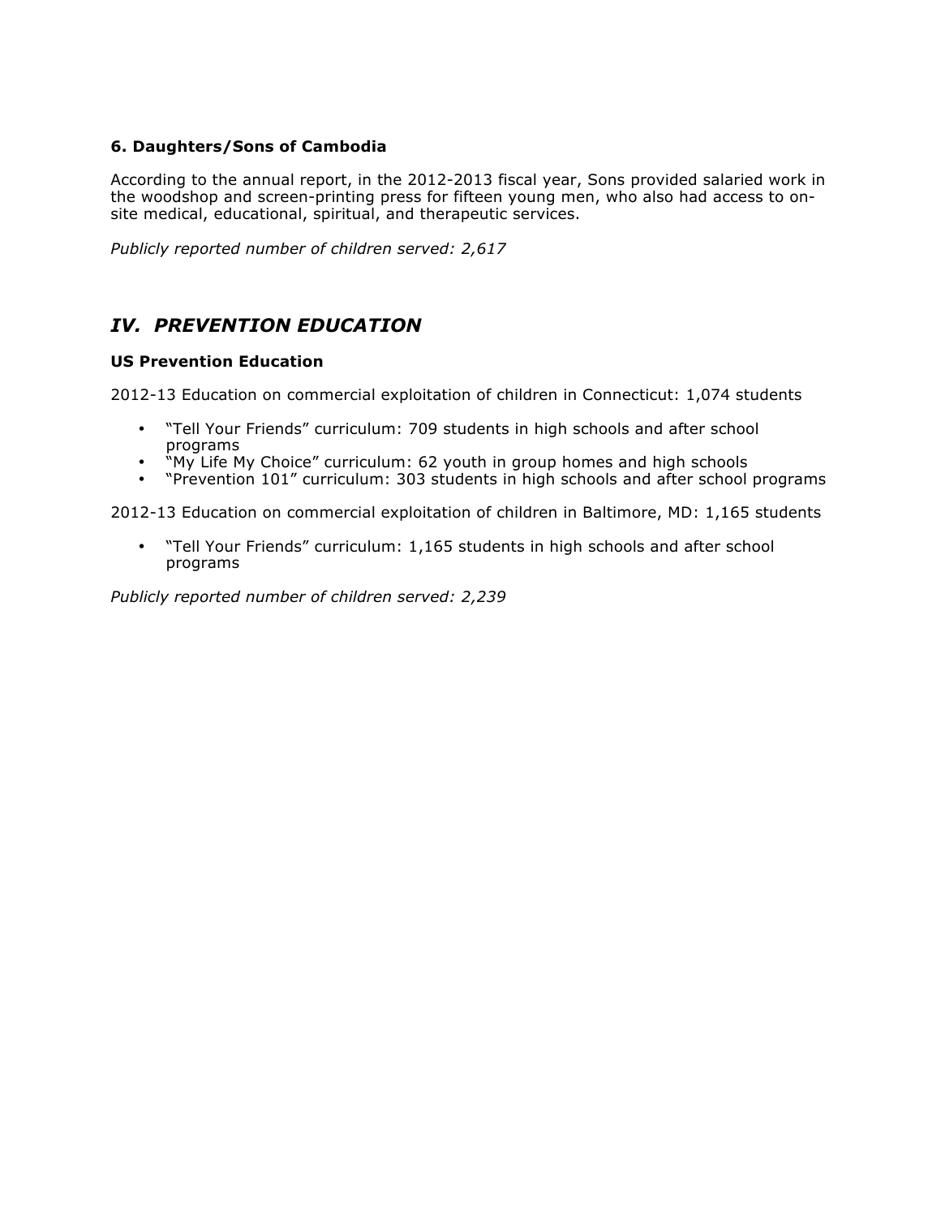### 6. Daughters/Sons of Cambodia

According to the annual report, in the 2012-2013 fiscal year, Sons provided salaried work in the woodshop and screen-printing press for fifteen young men, who also had access to on-site medical, educational, spiritual, and therapeutic services.

*Publicly reported number of children served: 2,617*

## *IV. PREVENTION EDUCATION*

### US Prevention Education

2012-13 Education on commercial exploitation of children in Connecticut: 1,074 students

- "Tell Your Friends" curriculum: 709 students in high schools and after school programs
- "My Life My Choice" curriculum: 62 youth in group homes and high schools
- "Prevention 101" curriculum: 303 students in high schools and after school programs

2012-13 Education on commercial exploitation of children in Baltimore, MD: 1,165 students

- "Tell Your Friends" curriculum: 1,165 students in high schools and after school programs

*Publicly reported number of children served: 2,239*